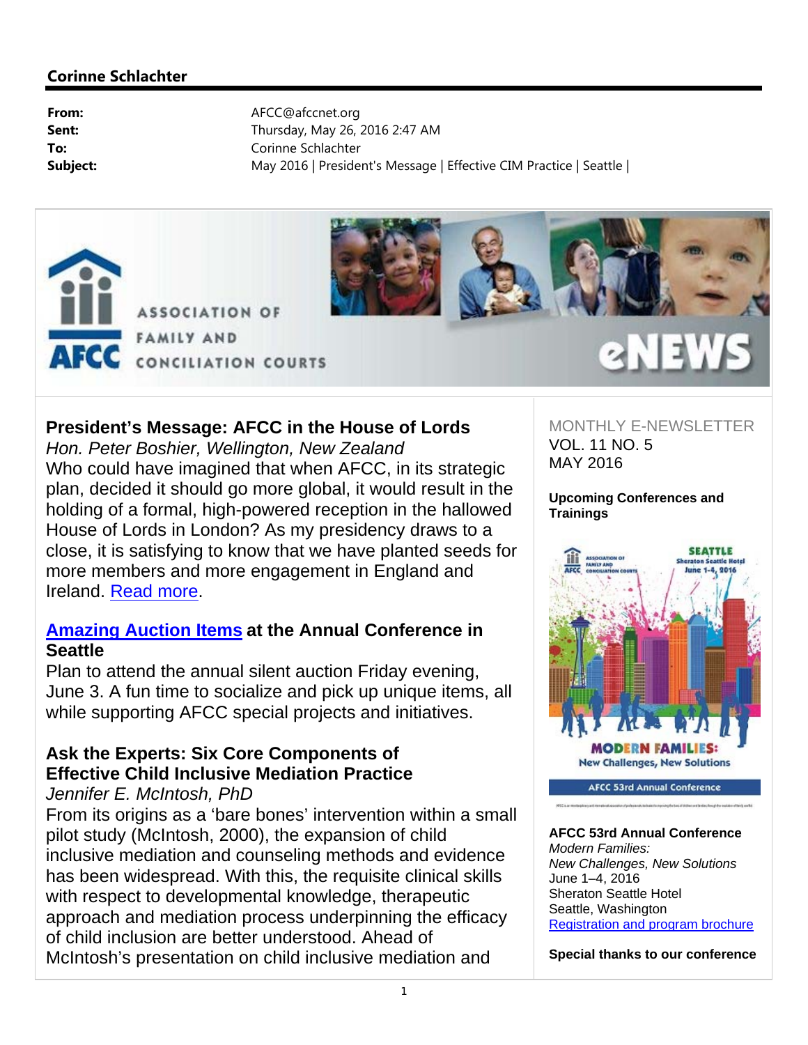## Corinne Schlachter

**From:** AFCC@afccnet.org
**Sent:** Thursday, May 26, 2016 2:47 AM
**To:** Corinne Schlachter
**Subject:** May 2016 | President's Message | Effective CIM Practice | Seattle |

ASSOCIATION OF FAMILY AND CONCILIATION COURTS

AFCC eNEWS

MONTHLY E-NEWSLETTER
VOL. 11 NO. 5
MAY 2016

### President's Message: AFCC in the House of Lords

*Hon. Peter Boshier, Wellington, New Zealand*

Who could have imagined that when AFCC, in its strategic plan, decided it should go more global, it would result in the holding of a formal, high-powered reception in the hallowed House of Lords in London? As my presidency draws to a close, it is satisfying to know that we have planted seeds for more members and more engagement in England and Ireland. Read more.

### Amazing Auction Items at the Annual Conference in Seattle

Plan to attend the annual silent auction Friday evening, June 3. A fun time to socialize and pick up unique items, all while supporting AFCC special projects and initiatives.

### Ask the Experts: Six Core Components of Effective Child Inclusive Mediation Practice

*Jennifer E. McIntosh, PhD*

From its origins as a 'bare bones' intervention within a small pilot study (McIntosh, 2000), the expansion of child inclusive mediation and counseling methods and evidence has been widespread. With this, the requisite clinical skills with respect to developmental knowledge, therapeutic approach and mediation process underpinning the efficacy of child inclusion are better understood. Ahead of McIntosh's presentation on child inclusive mediation and

**Upcoming Conferences and Trainings**

SEATTLE
Sheraton Seattle Hotel
June 1-4, 2016

MODERN FAMILIES: New Challenges, New Solutions
AFCC 53rd Annual Conference

**AFCC 53rd Annual Conference**
*Modern Families:*
*New Challenges, New Solutions*
June 1–4, 2016
Sheraton Seattle Hotel
Seattle, Washington
Registration and program brochure

**Special thanks to our conference**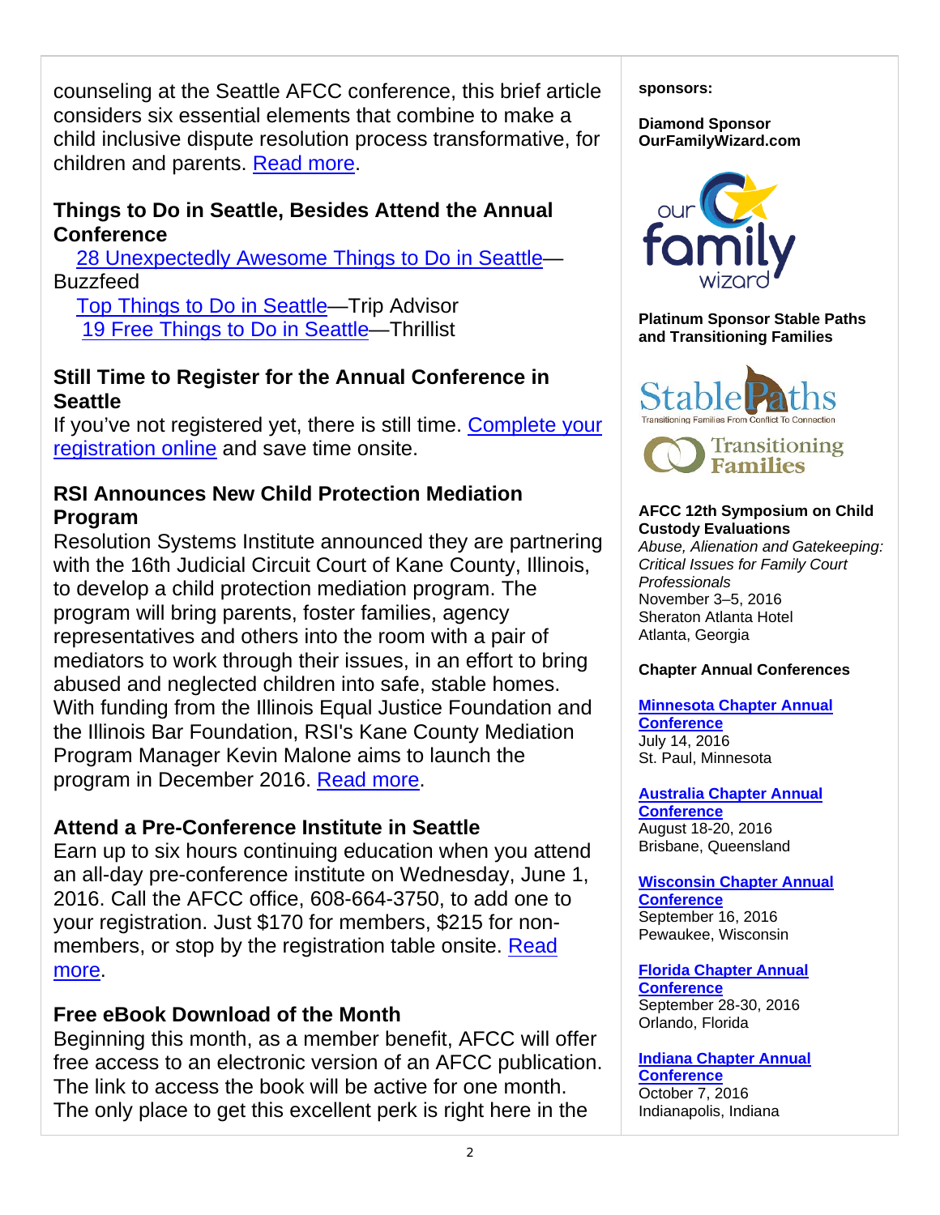counseling at the Seattle AFCC conference, this brief article considers six essential elements that combine to make a child inclusive dispute resolution process transformative, for children and parents. Read more.

### Things to Do in Seattle, Besides Attend the Annual Conference

28 Unexpectedly Awesome Things to Do in Seattle—Buzzfeed
Top Things to Do in Seattle—Trip Advisor
19 Free Things to Do in Seattle—Thrillist

### Still Time to Register for the Annual Conference in Seattle

If you've not registered yet, there is still time. Complete your registration online and save time onsite.

### RSI Announces New Child Protection Mediation Program

Resolution Systems Institute announced they are partnering with the 16th Judicial Circuit Court of Kane County, Illinois, to develop a child protection mediation program. The program will bring parents, foster families, agency representatives and others into the room with a pair of mediators to work through their issues, in an effort to bring abused and neglected children into safe, stable homes. With funding from the Illinois Equal Justice Foundation and the Illinois Bar Foundation, RSI's Kane County Mediation Program Manager Kevin Malone aims to launch the program in December 2016. Read more.

### Attend a Pre-Conference Institute in Seattle

Earn up to six hours continuing education when you attend an all-day pre-conference institute on Wednesday, June 1, 2016. Call the AFCC office, 608-664-3750, to add one to your registration. Just $170 for members, $215 for non-members, or stop by the registration table onsite. Read more.

### Free eBook Download of the Month

Beginning this month, as a member benefit, AFCC will offer free access to an electronic version of an AFCC publication. The link to access the book will be active for one month. The only place to get this excellent perk is right here in the

**sponsors:**

**Diamond Sponsor OurFamilyWizard.com**

**Platinum Sponsor Stable Paths and Transitioning Families**

**AFCC 12th Symposium on Child Custody Evaluations**
*Abuse, Alienation and Gatekeeping: Critical Issues for Family Court Professionals*
November 3–5, 2016
Sheraton Atlanta Hotel
Atlanta, Georgia

**Chapter Annual Conferences**

**Minnesota Chapter Annual Conference**
July 14, 2016
St. Paul, Minnesota

**Australia Chapter Annual Conference**
August 18-20, 2016
Brisbane, Queensland

**Wisconsin Chapter Annual Conference**
September 16, 2016
Pewaukee, Wisconsin

**Florida Chapter Annual Conference**
September 28-30, 2016
Orlando, Florida

**Indiana Chapter Annual Conference**
October 7, 2016
Indianapolis, Indiana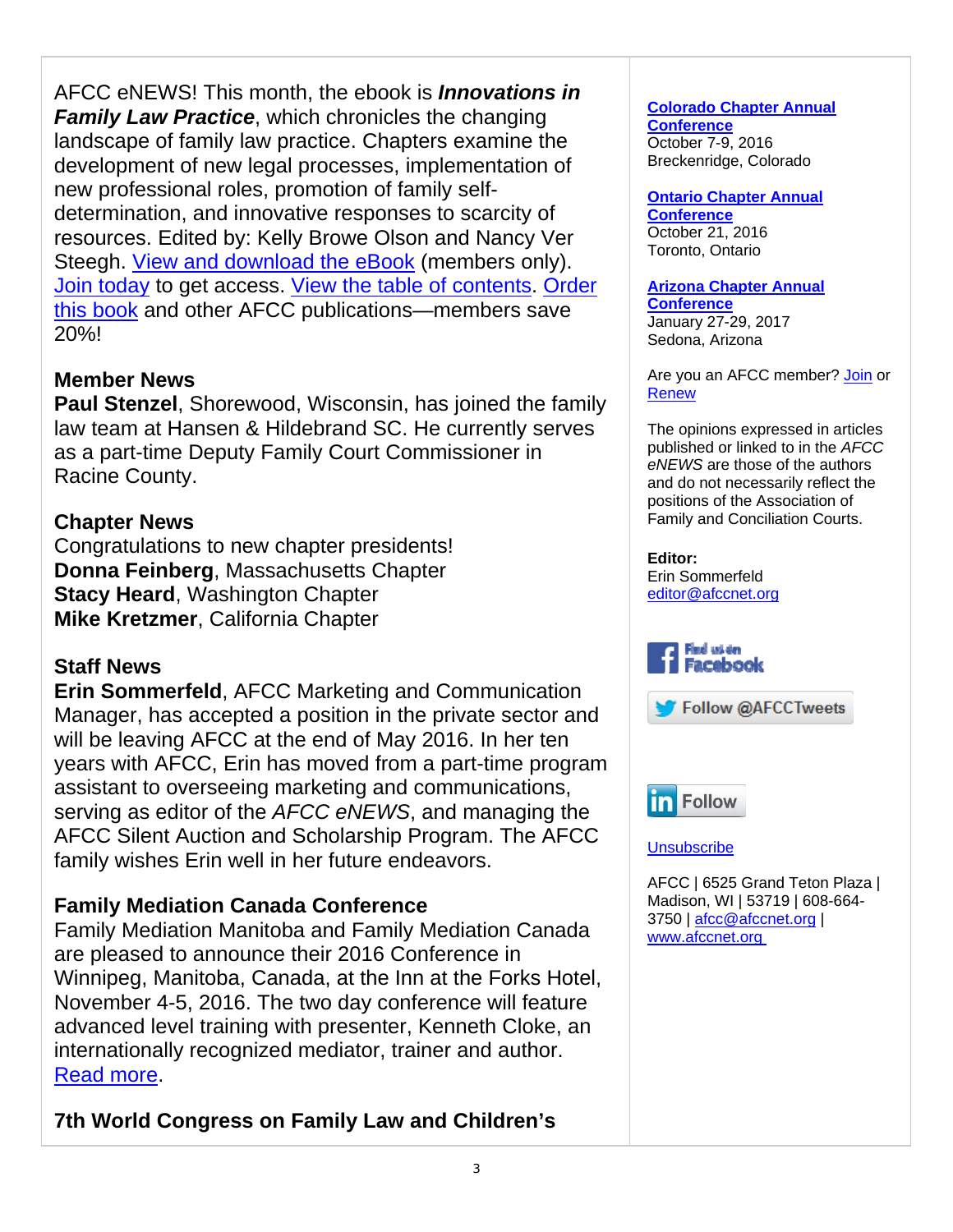AFCC eNEWS! This month, the ebook is ***Innovations in Family Law Practice***, which chronicles the changing landscape of family law practice. Chapters examine the development of new legal processes, implementation of new professional roles, promotion of family self-determination, and innovative responses to scarcity of resources. Edited by: Kelly Browe Olson and Nancy Ver Steegh. View and download the eBook (members only). Join today to get access. View the table of contents. Order this book and other AFCC publications—members save 20%!

### Member News

**Paul Stenzel**, Shorewood, Wisconsin, has joined the family law team at Hansen & Hildebrand SC. He currently serves as a part-time Deputy Family Court Commissioner in Racine County.

### Chapter News

Congratulations to new chapter presidents!
**Donna Feinberg**, Massachusetts Chapter
**Stacy Heard**, Washington Chapter
**Mike Kretzmer**, California Chapter

### Staff News

**Erin Sommerfeld**, AFCC Marketing and Communication Manager, has accepted a position in the private sector and will be leaving AFCC at the end of May 2016. In her ten years with AFCC, Erin has moved from a part-time program assistant to overseeing marketing and communications, serving as editor of the *AFCC eNEWS*, and managing the AFCC Silent Auction and Scholarship Program. The AFCC family wishes Erin well in her future endeavors.

### Family Mediation Canada Conference

Family Mediation Manitoba and Family Mediation Canada are pleased to announce their 2016 Conference in Winnipeg, Manitoba, Canada, at the Inn at the Forks Hotel, November 4-5, 2016. The two day conference will feature advanced level training with presenter, Kenneth Cloke, an internationally recognized mediator, trainer and author. Read more.

### 7th World Congress on Family Law and Children's

**Colorado Chapter Annual Conference**
October 7-9, 2016
Breckenridge, Colorado

**Ontario Chapter Annual Conference**
October 21, 2016
Toronto, Ontario

**Arizona Chapter Annual Conference**
January 27-29, 2017
Sedona, Arizona

Are you an AFCC member? Join or Renew

The opinions expressed in articles published or linked to in the *AFCC eNEWS* are those of the authors and do not necessarily reflect the positions of the Association of Family and Conciliation Courts.

**Editor:**
Erin Sommerfeld
editor@afccnet.org

Find us on Facebook

Follow @AFCCTweets

Follow

Unsubscribe

AFCC | 6525 Grand Teton Plaza | Madison, WI | 53719 | 608-664-3750 | afcc@afccnet.org | www.afccnet.org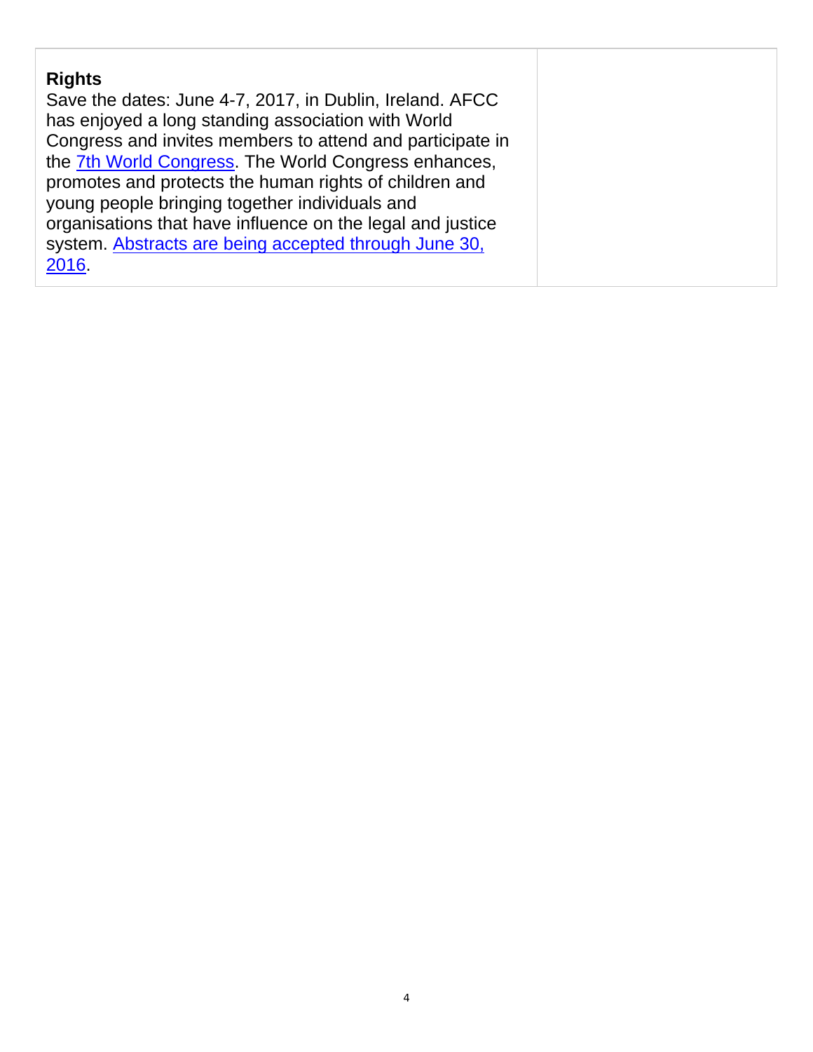| **Rights**<br>Save the dates: June 4-7, 2017, in Dublin, Ireland. AFCC has enjoyed a long standing association with World Congress and invites members to attend and participate in the 7th World Congress. The World Congress enhances, promotes and protects the human rights of children and young people bringing together individuals and organisations that have influence on the legal and justice system. Abstracts are being accepted through June 30, 2016. | |
|---|---|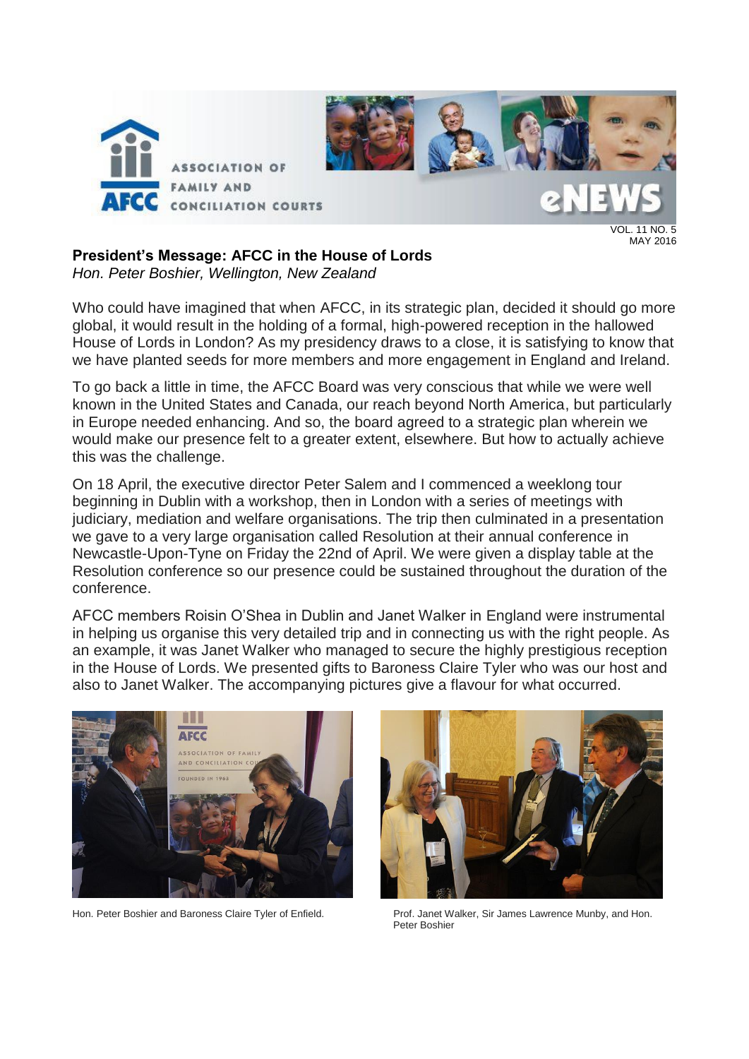## President's Message: AFCC in the House of Lords

*Hon. Peter Boshier, Wellington, New Zealand*

Who could have imagined that when AFCC, in its strategic plan, decided it should go more global, it would result in the holding of a formal, high-powered reception in the hallowed House of Lords in London? As my presidency draws to a close, it is satisfying to know that we have planted seeds for more members and more engagement in England and Ireland.

To go back a little in time, the AFCC Board was very conscious that while we were well known in the United States and Canada, our reach beyond North America, but particularly in Europe needed enhancing. And so, the board agreed to a strategic plan wherein we would make our presence felt to a greater extent, elsewhere. But how to actually achieve this was the challenge.

On 18 April, the executive director Peter Salem and I commenced a weeklong tour beginning in Dublin with a workshop, then in London with a series of meetings with judiciary, mediation and welfare organisations. The trip then culminated in a presentation we gave to a very large organisation called Resolution at their annual conference in Newcastle-Upon-Tyne on Friday the 22nd of April. We were given a display table at the Resolution conference so our presence could be sustained throughout the duration of the conference.

AFCC members Roisin O'Shea in Dublin and Janet Walker in England were instrumental in helping us organise this very detailed trip and in connecting us with the right people. As an example, it was Janet Walker who managed to secure the highly prestigious reception in the House of Lords. We presented gifts to Baroness Claire Tyler who was our host and also to Janet Walker. The accompanying pictures give a flavour for what occurred.

Hon. Peter Boshier and Baroness Claire Tyler of Enfield.

Prof. Janet Walker, Sir James Lawrence Munby, and Hon. Peter Boshier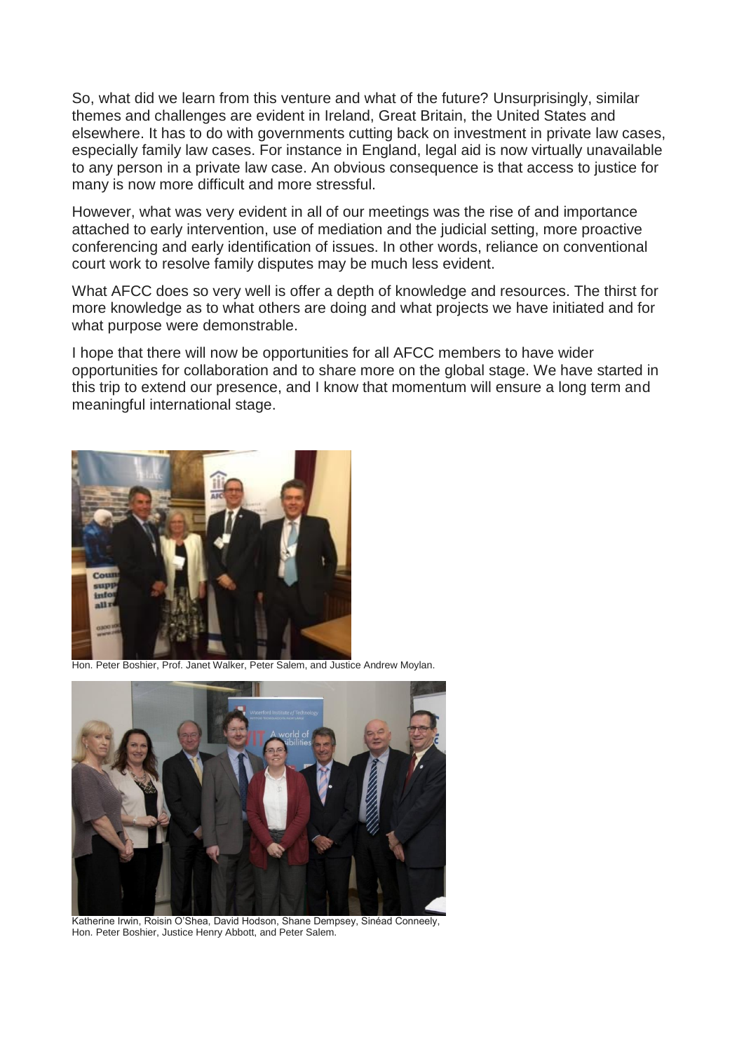So, what did we learn from this venture and what of the future? Unsurprisingly, similar themes and challenges are evident in Ireland, Great Britain, the United States and elsewhere. It has to do with governments cutting back on investment in private law cases, especially family law cases. For instance in England, legal aid is now virtually unavailable to any person in a private law case. An obvious consequence is that access to justice for many is now more difficult and more stressful.

However, what was very evident in all of our meetings was the rise of and importance attached to early intervention, use of mediation and the judicial setting, more proactive conferencing and early identification of issues. In other words, reliance on conventional court work to resolve family disputes may be much less evident.

What AFCC does so very well is offer a depth of knowledge and resources. The thirst for more knowledge as to what others are doing and what projects we have initiated and for what purpose were demonstrable.

I hope that there will now be opportunities for all AFCC members to have wider opportunities for collaboration and to share more on the global stage. We have started in this trip to extend our presence, and I know that momentum will ensure a long term and meaningful international stage.

Hon. Peter Boshier, Prof. Janet Walker, Peter Salem, and Justice Andrew Moylan.

Katherine Irwin, Roisin O'Shea, David Hodson, Shane Dempsey, Sinéad Conneely, Hon. Peter Boshier, Justice Henry Abbott, and Peter Salem.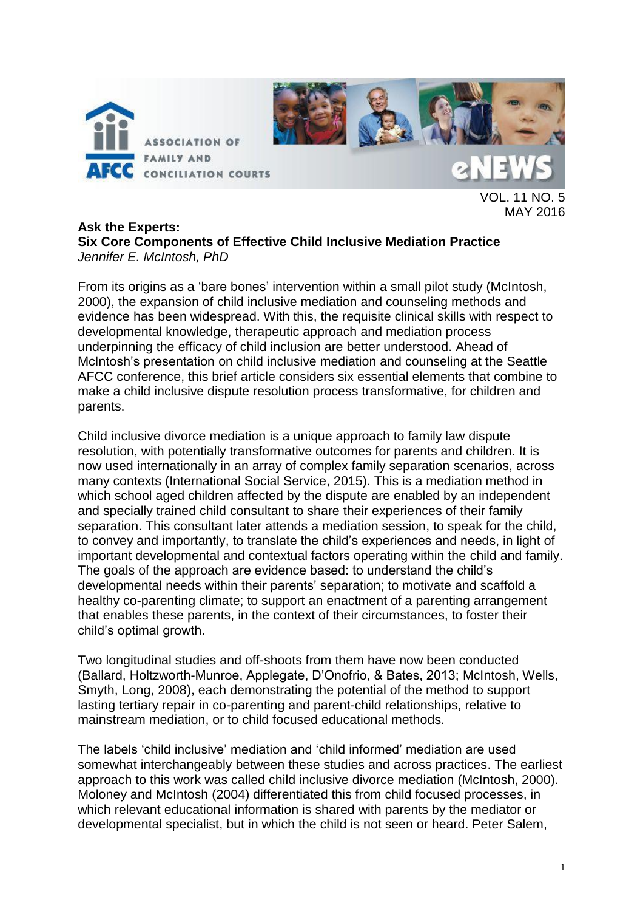## Ask the Experts: Six Core Components of Effective Child Inclusive Mediation Practice

*Jennifer E. McIntosh, PhD*

From its origins as a 'bare bones' intervention within a small pilot study (McIntosh, 2000), the expansion of child inclusive mediation and counseling methods and evidence has been widespread. With this, the requisite clinical skills with respect to developmental knowledge, therapeutic approach and mediation process underpinning the efficacy of child inclusion are better understood. Ahead of McIntosh's presentation on child inclusive mediation and counseling at the Seattle AFCC conference, this brief article considers six essential elements that combine to make a child inclusive dispute resolution process transformative, for children and parents.

Child inclusive divorce mediation is a unique approach to family law dispute resolution, with potentially transformative outcomes for parents and children. It is now used internationally in an array of complex family separation scenarios, across many contexts (International Social Service, 2015). This is a mediation method in which school aged children affected by the dispute are enabled by an independent and specially trained child consultant to share their experiences of their family separation. This consultant later attends a mediation session, to speak for the child, to convey and importantly, to translate the child's experiences and needs, in light of important developmental and contextual factors operating within the child and family. The goals of the approach are evidence based: to understand the child's developmental needs within their parents' separation; to motivate and scaffold a healthy co-parenting climate; to support an enactment of a parenting arrangement that enables these parents, in the context of their circumstances, to foster their child's optimal growth.

Two longitudinal studies and off-shoots from them have now been conducted (Ballard, Holtzworth-Munroe, Applegate, D'Onofrio, & Bates, 2013; McIntosh, Wells, Smyth, Long, 2008), each demonstrating the potential of the method to support lasting tertiary repair in co-parenting and parent-child relationships, relative to mainstream mediation, or to child focused educational methods.

The labels 'child inclusive' mediation and 'child informed' mediation are used somewhat interchangeably between these studies and across practices. The earliest approach to this work was called child inclusive divorce mediation (McIntosh, 2000). Moloney and McIntosh (2004) differentiated this from child focused processes, in which relevant educational information is shared with parents by the mediator or developmental specialist, but in which the child is not seen or heard. Peter Salem,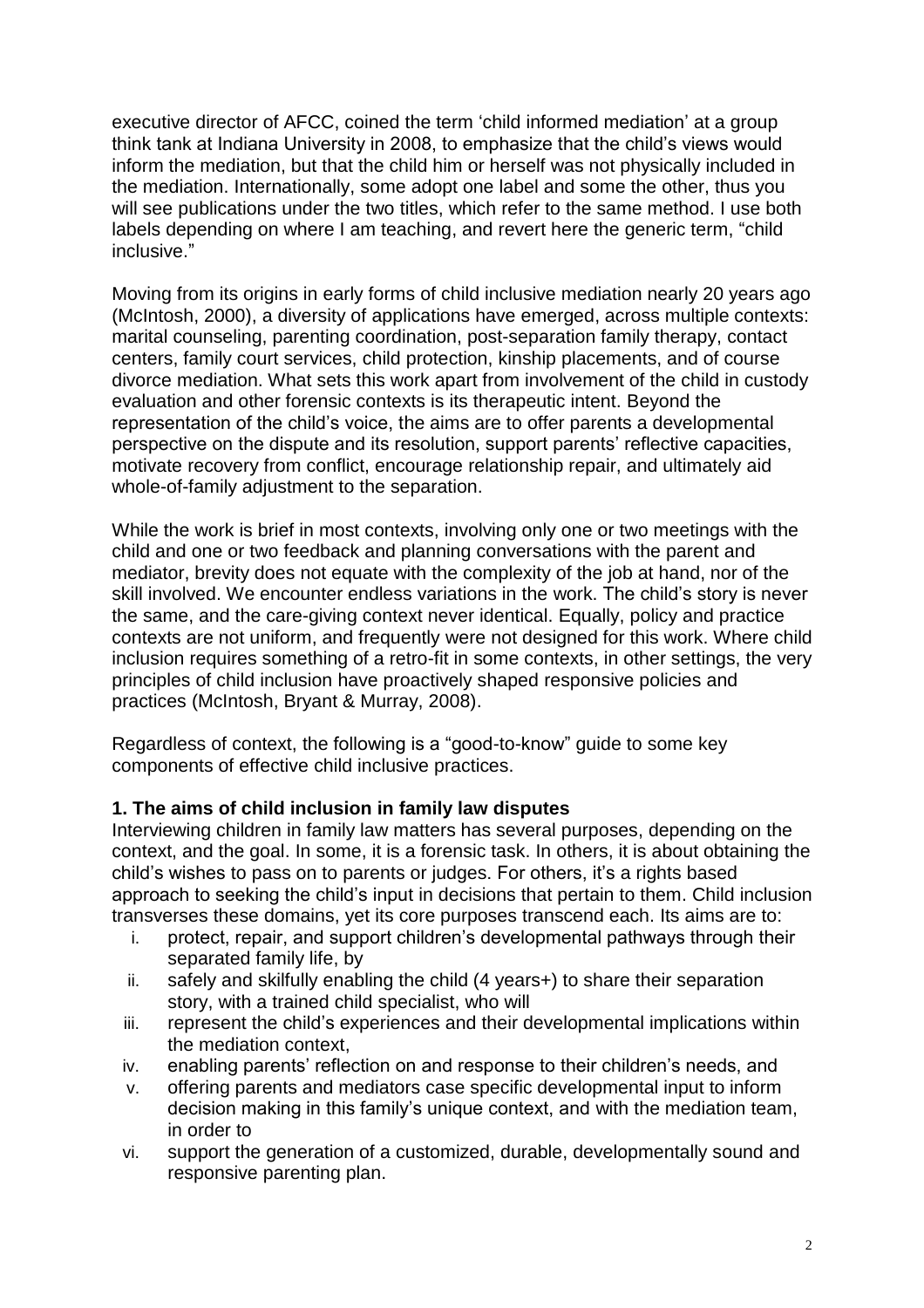executive director of AFCC, coined the term 'child informed mediation' at a group think tank at Indiana University in 2008, to emphasize that the child's views would inform the mediation, but that the child him or herself was not physically included in the mediation. Internationally, some adopt one label and some the other, thus you will see publications under the two titles, which refer to the same method. I use both labels depending on where I am teaching, and revert here the generic term, "child inclusive."

Moving from its origins in early forms of child inclusive mediation nearly 20 years ago (McIntosh, 2000), a diversity of applications have emerged, across multiple contexts: marital counseling, parenting coordination, post-separation family therapy, contact centers, family court services, child protection, kinship placements, and of course divorce mediation. What sets this work apart from involvement of the child in custody evaluation and other forensic contexts is its therapeutic intent. Beyond the representation of the child's voice, the aims are to offer parents a developmental perspective on the dispute and its resolution, support parents' reflective capacities, motivate recovery from conflict, encourage relationship repair, and ultimately aid whole-of-family adjustment to the separation.

While the work is brief in most contexts, involving only one or two meetings with the child and one or two feedback and planning conversations with the parent and mediator, brevity does not equate with the complexity of the job at hand, nor of the skill involved. We encounter endless variations in the work. The child's story is never the same, and the care-giving context never identical. Equally, policy and practice contexts are not uniform, and frequently were not designed for this work. Where child inclusion requires something of a retro-fit in some contexts, in other settings, the very principles of child inclusion have proactively shaped responsive policies and practices (McIntosh, Bryant & Murray, 2008).

Regardless of context, the following is a "good-to-know" guide to some key components of effective child inclusive practices.

**1. The aims of child inclusion in family law disputes**

Interviewing children in family law matters has several purposes, depending on the context, and the goal. In some, it is a forensic task. In others, it is about obtaining the child's wishes to pass on to parents or judges. For others, it's a rights based approach to seeking the child's input in decisions that pertain to them. Child inclusion transverses these domains, yet its core purposes transcend each. Its aims are to:

i. protect, repair, and support children's developmental pathways through their separated family life, by
ii. safely and skilfully enabling the child (4 years+) to share their separation story, with a trained child specialist, who will
iii. represent the child's experiences and their developmental implications within the mediation context,
iv. enabling parents' reflection on and response to their children's needs, and
v. offering parents and mediators case specific developmental input to inform decision making in this family's unique context, and with the mediation team, in order to
vi. support the generation of a customized, durable, developmentally sound and responsive parenting plan.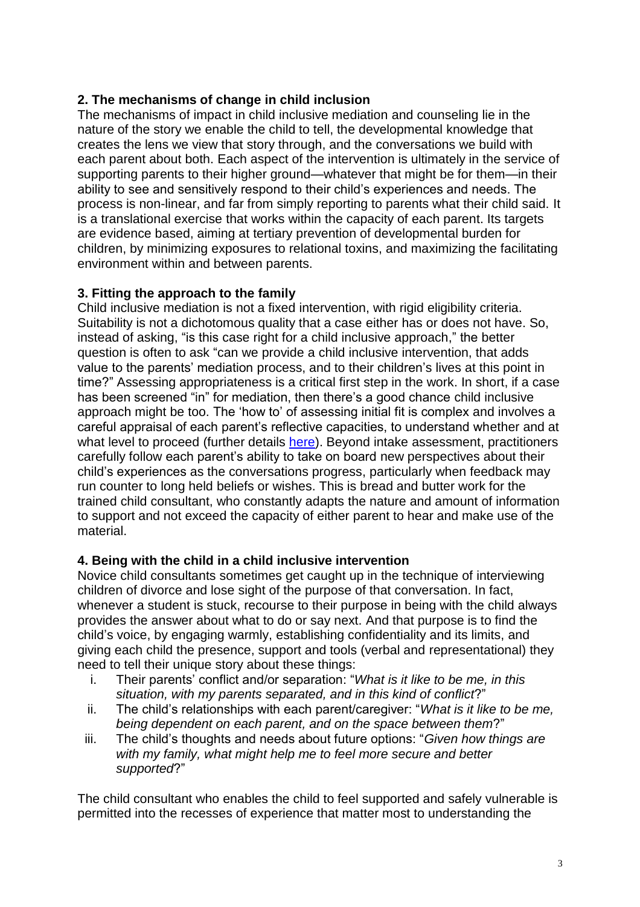## **2. The mechanisms of change in child inclusion**

The mechanisms of impact in child inclusive mediation and counseling lie in the nature of the story we enable the child to tell, the developmental knowledge that creates the lens we view that story through, and the conversations we build with each parent about both. Each aspect of the intervention is ultimately in the service of supporting parents to their higher ground—whatever that might be for them—in their ability to see and sensitively respond to their child's experiences and needs. The process is non-linear, and far from simply reporting to parents what their child said. It is a translational exercise that works within the capacity of each parent. Its targets are evidence based, aiming at tertiary prevention of developmental burden for children, by minimizing exposures to relational toxins, and maximizing the facilitating environment within and between parents.

## **3. Fitting the approach to the family**

Child inclusive mediation is not a fixed intervention, with rigid eligibility criteria. Suitability is not a dichotomous quality that a case either has or does not have. So, instead of asking, "is this case right for a child inclusive approach," the better question is often to ask "can we provide a child inclusive intervention, that adds value to the parents' mediation process, and to their children's lives at this point in time?" Assessing appropriateness is a critical first step in the work. In short, if a case has been screened "in" for mediation, then there's a good chance child inclusive approach might be too. The 'how to' of assessing initial fit is complex and involves a careful appraisal of each parent's reflective capacities, to understand whether and at what level to proceed (further details here). Beyond intake assessment, practitioners carefully follow each parent's ability to take on board new perspectives about their child's experiences as the conversations progress, particularly when feedback may run counter to long held beliefs or wishes. This is bread and butter work for the trained child consultant, who constantly adapts the nature and amount of information to support and not exceed the capacity of either parent to hear and make use of the material.

## **4. Being with the child in a child inclusive intervention**

Novice child consultants sometimes get caught up in the technique of interviewing children of divorce and lose sight of the purpose of that conversation. In fact, whenever a student is stuck, recourse to their purpose in being with the child always provides the answer about what to do or say next. And that purpose is to find the child's voice, by engaging warmly, establishing confidentiality and its limits, and giving each child the presence, support and tools (verbal and representational) they need to tell their unique story about these things:

i. Their parents' conflict and/or separation: "*What is it like to be me, in this situation, with my parents separated, and in this kind of conflict*?"
ii. The child's relationships with each parent/caregiver: "*What is it like to be me, being dependent on each parent, and on the space between them*?"
iii. The child's thoughts and needs about future options: "*Given how things are with my family, what might help me to feel more secure and better supported*?"

The child consultant who enables the child to feel supported and safely vulnerable is permitted into the recesses of experience that matter most to understanding the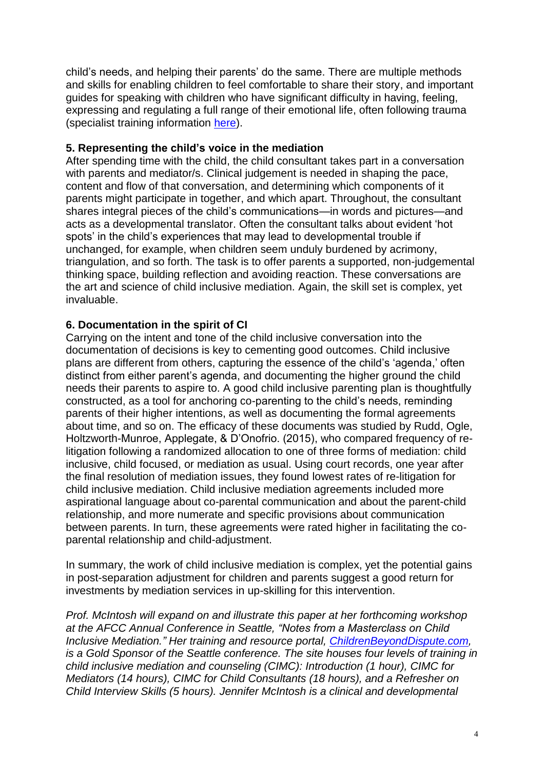child's needs, and helping their parents' do the same. There are multiple methods and skills for enabling children to feel comfortable to share their story, and important guides for speaking with children who have significant difficulty in having, feeling, expressing and regulating a full range of their emotional life, often following trauma (specialist training information [here](#)).

**5. Representing the child's voice in the mediation**

After spending time with the child, the child consultant takes part in a conversation with parents and mediator/s. Clinical judgement is needed in shaping the pace, content and flow of that conversation, and determining which components of it parents might participate in together, and which apart. Throughout, the consultant shares integral pieces of the child's communications—in words and pictures—and acts as a developmental translator. Often the consultant talks about evident 'hot spots' in the child's experiences that may lead to developmental trouble if unchanged, for example, when children seem unduly burdened by acrimony, triangulation, and so forth. The task is to offer parents a supported, non-judgemental thinking space, building reflection and avoiding reaction. These conversations are the art and science of child inclusive mediation. Again, the skill set is complex, yet invaluable.

**6. Documentation in the spirit of CI**

Carrying on the intent and tone of the child inclusive conversation into the documentation of decisions is key to cementing good outcomes. Child inclusive plans are different from others, capturing the essence of the child's 'agenda,' often distinct from either parent's agenda, and documenting the higher ground the child needs their parents to aspire to. A good child inclusive parenting plan is thoughtfully constructed, as a tool for anchoring co-parenting to the child's needs, reminding parents of their higher intentions, as well as documenting the formal agreements about time, and so on. The efficacy of these documents was studied by Rudd, Ogle, Holtzworth-Munroe, Applegate, & D'Onofrio. (2015), who compared frequency of re-litigation following a randomized allocation to one of three forms of mediation: child inclusive, child focused, or mediation as usual. Using court records, one year after the final resolution of mediation issues, they found lowest rates of re-litigation for child inclusive mediation. Child inclusive mediation agreements included more aspirational language about co-parental communication and about the parent-child relationship, and more numerate and specific provisions about communication between parents. In turn, these agreements were rated higher in facilitating the co-parental relationship and child-adjustment.

In summary, the work of child inclusive mediation is complex, yet the potential gains in post-separation adjustment for children and parents suggest a good return for investments by mediation services in up-skilling for this intervention.

*Prof. McIntosh will expand on and illustrate this paper at her forthcoming workshop at the AFCC Annual Conference in Seattle, "Notes from a Masterclass on Child Inclusive Mediation." Her training and resource portal, [ChildrenBeyondDispute.com](#), is a Gold Sponsor of the Seattle conference. The site houses four levels of training in child inclusive mediation and counseling (CIMC): Introduction (1 hour), CIMC for Mediators (14 hours), CIMC for Child Consultants (18 hours), and a Refresher on Child Interview Skills (5 hours). Jennifer McIntosh is a clinical and developmental*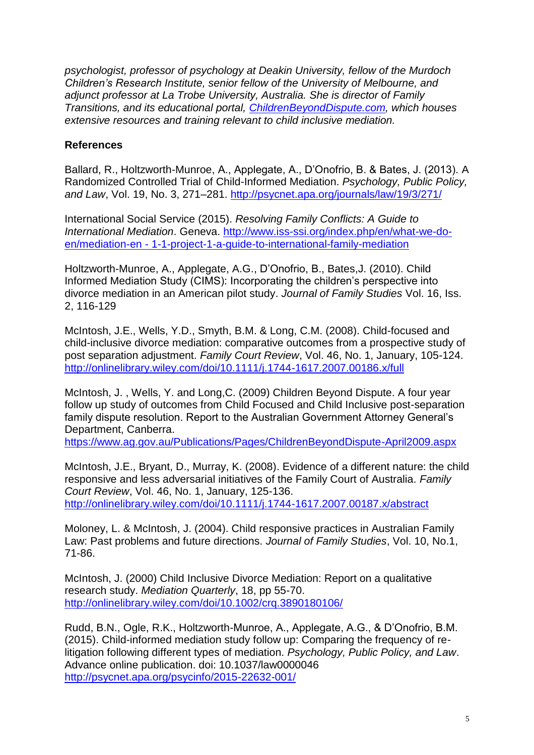*psychologist, professor of psychology at Deakin University, fellow of the Murdoch Children's Research Institute, senior fellow of the University of Melbourne, and adjunct professor at La Trobe University, Australia. She is director of Family Transitions, and its educational portal, [ChildrenBeyondDispute.com](http://ChildrenBeyondDispute.com), which houses extensive resources and training relevant to child inclusive mediation.*

## References

Ballard, R., Holtzworth-Munroe, A., Applegate, A., D'Onofrio, B. & Bates, J. (2013). A Randomized Controlled Trial of Child-Informed Mediation. *Psychology, Public Policy, and Law*, Vol. 19, No. 3, 271–281. http://psycnet.apa.org/journals/law/19/3/271/

International Social Service (2015). *Resolving Family Conflicts: A Guide to International Mediation*. Geneva. http://www.iss-ssi.org/index.php/en/what-we-do-en/mediation-en - 1-1-project-1-a-guide-to-international-family-mediation

Holtzworth-Munroe, A., Applegate, A.G., D'Onofrio, B., Bates,J. (2010). Child Informed Mediation Study (CIMS): Incorporating the children's perspective into divorce mediation in an American pilot study. *Journal of Family Studies* Vol. 16, Iss. 2, 116-129

McIntosh, J.E., Wells, Y.D., Smyth, B.M. & Long, C.M. (2008). Child-focused and child-inclusive divorce mediation: comparative outcomes from a prospective study of post separation adjustment. *Family Court Review*, Vol. 46, No. 1, January, 105-124. http://onlinelibrary.wiley.com/doi/10.1111/j.1744-1617.2007.00186.x/full

McIntosh, J. , Wells, Y. and Long,C. (2009) Children Beyond Dispute. A four year follow up study of outcomes from Child Focused and Child Inclusive post-separation family dispute resolution. Report to the Australian Government Attorney General's Department, Canberra.
https://www.ag.gov.au/Publications/Pages/ChildrenBeyondDispute-April2009.aspx

McIntosh, J.E., Bryant, D., Murray, K. (2008). Evidence of a different nature: the child responsive and less adversarial initiatives of the Family Court of Australia. *Family Court Review*, Vol. 46, No. 1, January, 125-136.
http://onlinelibrary.wiley.com/doi/10.1111/j.1744-1617.2007.00187.x/abstract

Moloney, L. & McIntosh, J. (2004). Child responsive practices in Australian Family Law: Past problems and future directions. *Journal of Family Studies*, Vol. 10, No.1, 71-86.

McIntosh, J. (2000) Child Inclusive Divorce Mediation: Report on a qualitative research study. *Mediation Quarterly*, 18, pp 55-70.
http://onlinelibrary.wiley.com/doi/10.1002/crq.3890180106/

Rudd, B.N., Ogle, R.K., Holtzworth-Munroe, A., Applegate, A.G., & D'Onofrio, B.M. (2015). Child-informed mediation study follow up: Comparing the frequency of re-litigation following different types of mediation. *Psychology, Public Policy, and Law*. Advance online publication. doi: 10.1037/law0000046
http://psycnet.apa.org/psycinfo/2015-22632-001/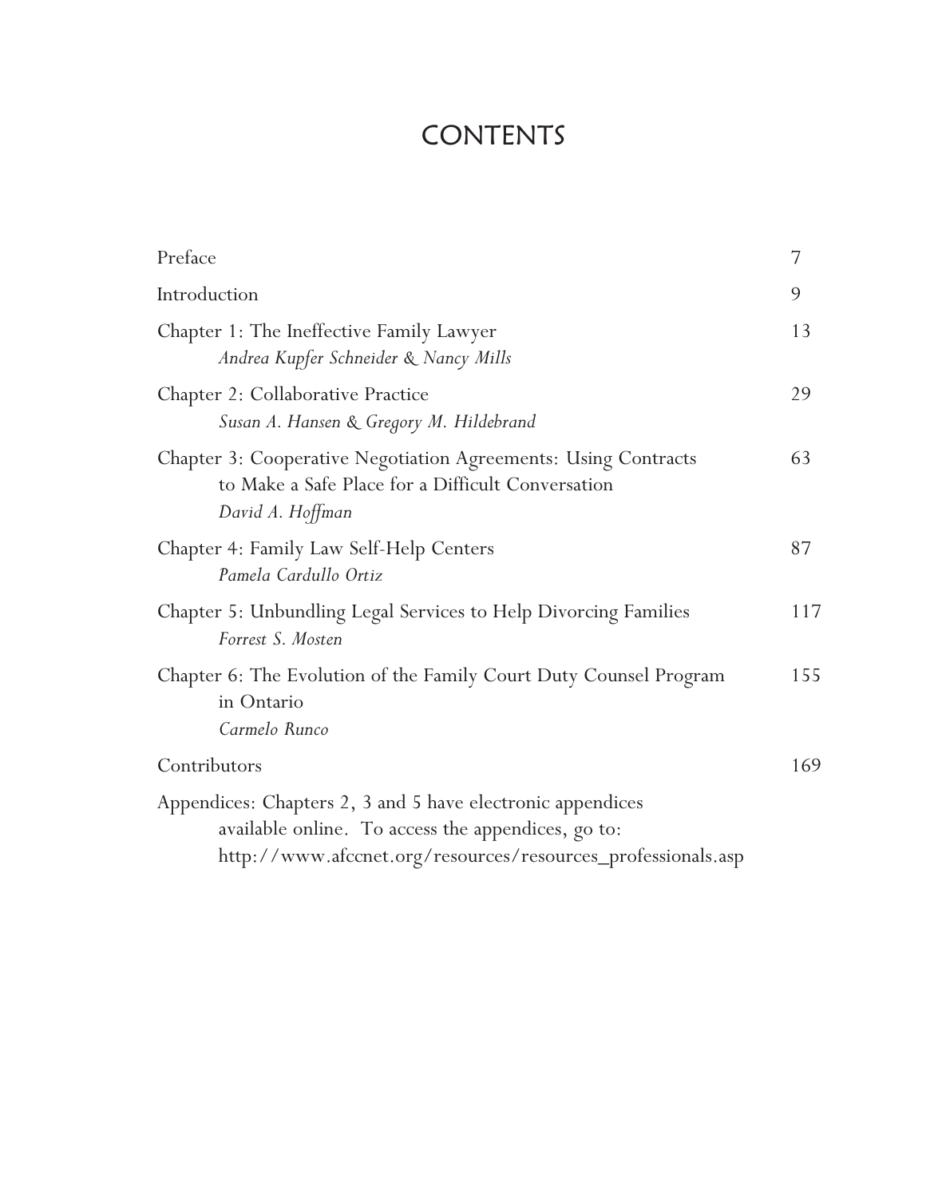# CONTENTS

| | |
|---|---|
| Preface | 7 |
| Introduction | 9 |
| Chapter 1: The Ineffective Family Lawyer<br>*Andrea Kupfer Schneider & Nancy Mills* | 13 |
| Chapter 2: Collaborative Practice<br>*Susan A. Hansen & Gregory M. Hildebrand* | 29 |
| Chapter 3: Cooperative Negotiation Agreements: Using Contracts to Make a Safe Place for a Difficult Conversation<br>*David A. Hoffman* | 63 |
| Chapter 4: Family Law Self-Help Centers<br>*Pamela Cardullo Ortiz* | 87 |
| Chapter 5: Unbundling Legal Services to Help Divorcing Families<br>*Forrest S. Mosten* | 117 |
| Chapter 6: The Evolution of the Family Court Duty Counsel Program in Ontario<br>*Carmelo Runco* | 155 |
| Contributors | 169 |

Appendices: Chapters 2, 3 and 5 have electronic appendices available online. To access the appendices, go to: http://www.afccnet.org/resources/resources_professionals.asp